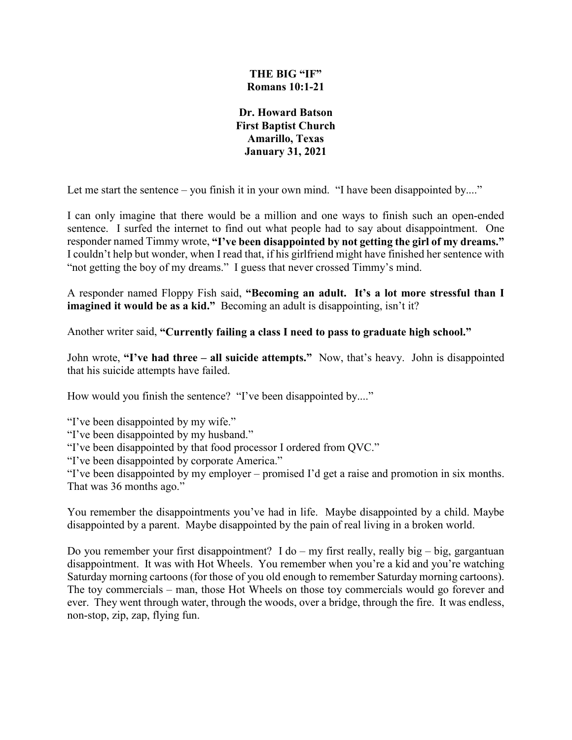# THE BIG "IF"
## Romans 10:1-21

**Dr. Howard Batson**
**First Baptist Church**
**Amarillo, Texas**
**January 31, 2021**

Let me start the sentence – you finish it in your own mind. "I have been disappointed by...."

I can only imagine that there would be a million and one ways to finish such an open-ended sentence. I surfed the internet to find out what people had to say about disappointment. One responder named Timmy wrote, **"I've been disappointed by not getting the girl of my dreams."** I couldn't help but wonder, when I read that, if his girlfriend might have finished her sentence with "not getting the boy of my dreams." I guess that never crossed Timmy's mind.

A responder named Floppy Fish said, **"Becoming an adult. It's a lot more stressful than I imagined it would be as a kid."** Becoming an adult is disappointing, isn't it?

Another writer said, **"Currently failing a class I need to pass to graduate high school."**

John wrote, **"I've had three – all suicide attempts."** Now, that's heavy. John is disappointed that his suicide attempts have failed.

How would you finish the sentence? "I've been disappointed by...."

"I've been disappointed by my wife."
"I've been disappointed by my husband."
"I've been disappointed by that food processor I ordered from QVC."
"I've been disappointed by corporate America."
"I've been disappointed by my employer – promised I'd get a raise and promotion in six months. That was 36 months ago."

You remember the disappointments you've had in life. Maybe disappointed by a child. Maybe disappointed by a parent. Maybe disappointed by the pain of real living in a broken world.

Do you remember your first disappointment? I do – my first really, really big – big, gargantuan disappointment. It was with Hot Wheels. You remember when you're a kid and you're watching Saturday morning cartoons (for those of you old enough to remember Saturday morning cartoons). The toy commercials – man, those Hot Wheels on those toy commercials would go forever and ever. They went through water, through the woods, over a bridge, through the fire. It was endless, non-stop, zip, zap, flying fun.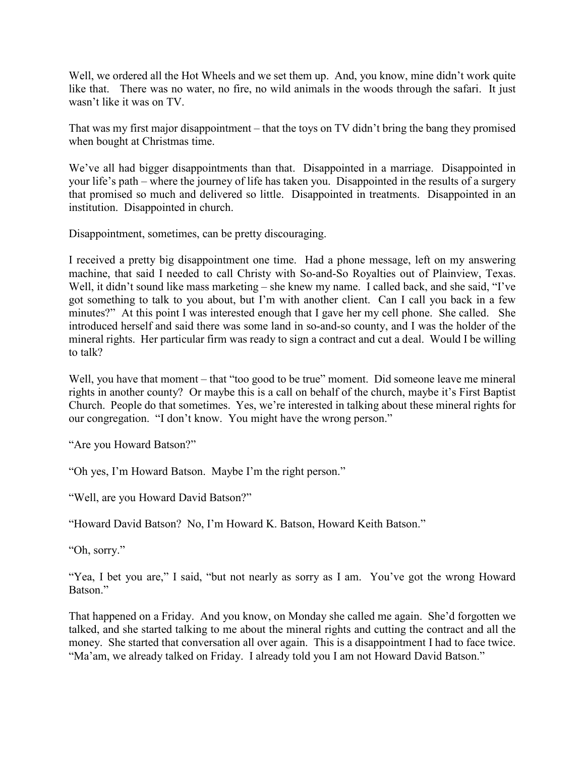Well, we ordered all the Hot Wheels and we set them up. And, you know, mine didn't work quite like that. There was no water, no fire, no wild animals in the woods through the safari. It just wasn't like it was on TV.

That was my first major disappointment – that the toys on TV didn't bring the bang they promised when bought at Christmas time.

We've all had bigger disappointments than that. Disappointed in a marriage. Disappointed in your life's path – where the journey of life has taken you. Disappointed in the results of a surgery that promised so much and delivered so little. Disappointed in treatments. Disappointed in an institution. Disappointed in church.

Disappointment, sometimes, can be pretty discouraging.

I received a pretty big disappointment one time. Had a phone message, left on my answering machine, that said I needed to call Christy with So-and-So Royalties out of Plainview, Texas. Well, it didn't sound like mass marketing – she knew my name. I called back, and she said, "I've got something to talk to you about, but I'm with another client. Can I call you back in a few minutes?" At this point I was interested enough that I gave her my cell phone. She called. She introduced herself and said there was some land in so-and-so county, and I was the holder of the mineral rights. Her particular firm was ready to sign a contract and cut a deal. Would I be willing to talk?

Well, you have that moment – that "too good to be true" moment. Did someone leave me mineral rights in another county? Or maybe this is a call on behalf of the church, maybe it's First Baptist Church. People do that sometimes. Yes, we're interested in talking about these mineral rights for our congregation. "I don't know. You might have the wrong person."

"Are you Howard Batson?"

"Oh yes, I'm Howard Batson. Maybe I'm the right person."

"Well, are you Howard David Batson?"

"Howard David Batson? No, I'm Howard K. Batson, Howard Keith Batson."

"Oh, sorry."

"Yea, I bet you are," I said, "but not nearly as sorry as I am. You've got the wrong Howard Batson."

That happened on a Friday. And you know, on Monday she called me again. She'd forgotten we talked, and she started talking to me about the mineral rights and cutting the contract and all the money. She started that conversation all over again. This is a disappointment I had to face twice. "Ma'am, we already talked on Friday. I already told you I am not Howard David Batson."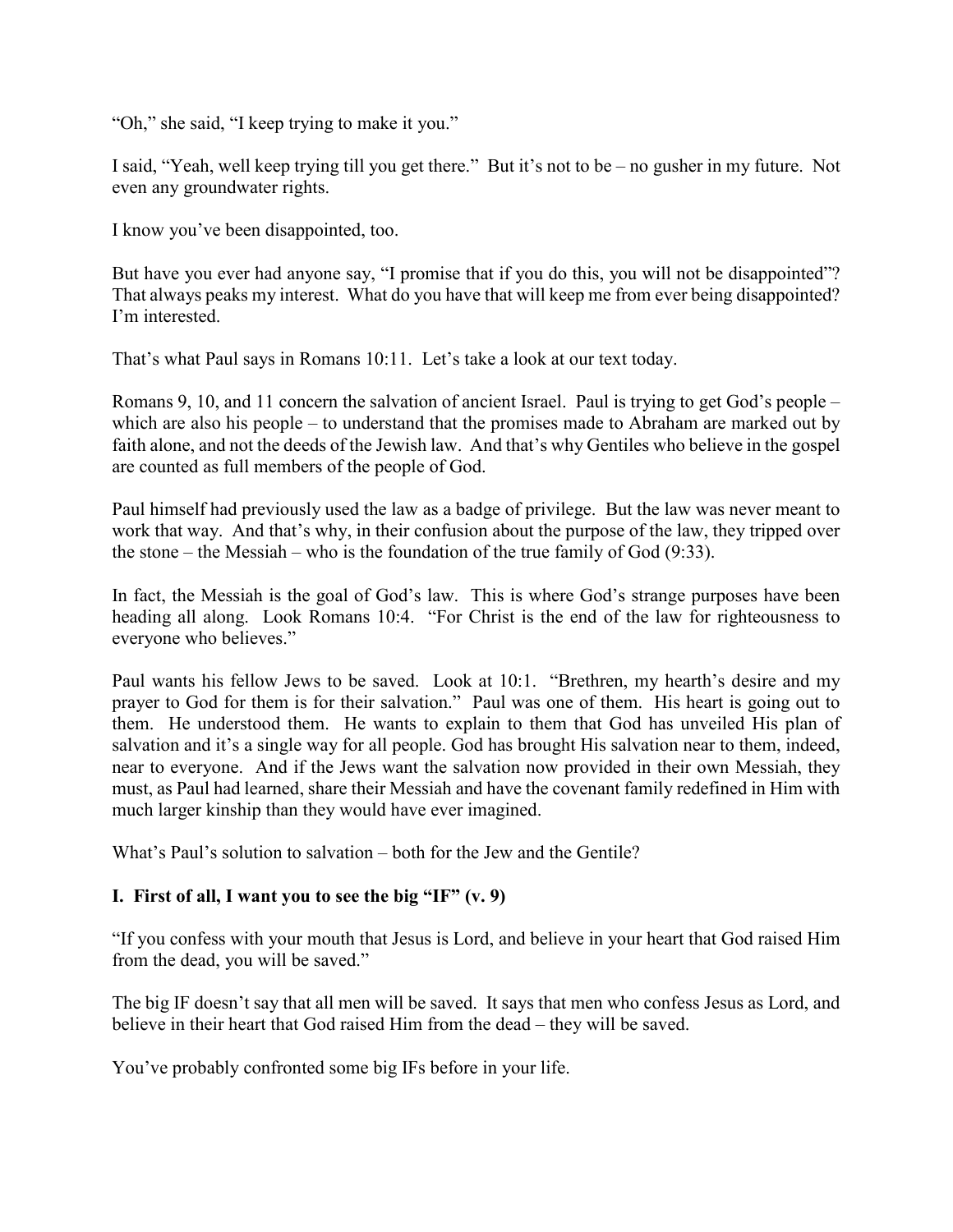“Oh,” she said, “I keep trying to make it you.”

I said, “Yeah, well keep trying till you get there.” But it’s not to be – no gusher in my future. Not even any groundwater rights.

I know you’ve been disappointed, too.

But have you ever had anyone say, “I promise that if you do this, you will not be disappointed”? That always peaks my interest. What do you have that will keep me from ever being disappointed? I’m interested.

That’s what Paul says in Romans 10:11. Let’s take a look at our text today.

Romans 9, 10, and 11 concern the salvation of ancient Israel. Paul is trying to get God’s people – which are also his people – to understand that the promises made to Abraham are marked out by faith alone, and not the deeds of the Jewish law. And that’s why Gentiles who believe in the gospel are counted as full members of the people of God.

Paul himself had previously used the law as a badge of privilege. But the law was never meant to work that way. And that’s why, in their confusion about the purpose of the law, they tripped over the stone – the Messiah – who is the foundation of the true family of God (9:33).

In fact, the Messiah is the goal of God’s law. This is where God’s strange purposes have been heading all along. Look Romans 10:4. “For Christ is the end of the law for righteousness to everyone who believes.”

Paul wants his fellow Jews to be saved. Look at 10:1. “Brethren, my hearth’s desire and my prayer to God for them is for their salvation.” Paul was one of them. His heart is going out to them. He understood them. He wants to explain to them that God has unveiled His plan of salvation and it’s a single way for all people. God has brought His salvation near to them, indeed, near to everyone. And if the Jews want the salvation now provided in their own Messiah, they must, as Paul had learned, share their Messiah and have the covenant family redefined in Him with much larger kinship than they would have ever imagined.

What’s Paul’s solution to salvation – both for the Jew and the Gentile?

**I. First of all, I want you to see the big “IF” (v. 9)**

“If you confess with your mouth that Jesus is Lord, and believe in your heart that God raised Him from the dead, you will be saved.”

The big IF doesn’t say that all men will be saved. It says that men who confess Jesus as Lord, and believe in their heart that God raised Him from the dead – they will be saved.

You’ve probably confronted some big IFs before in your life.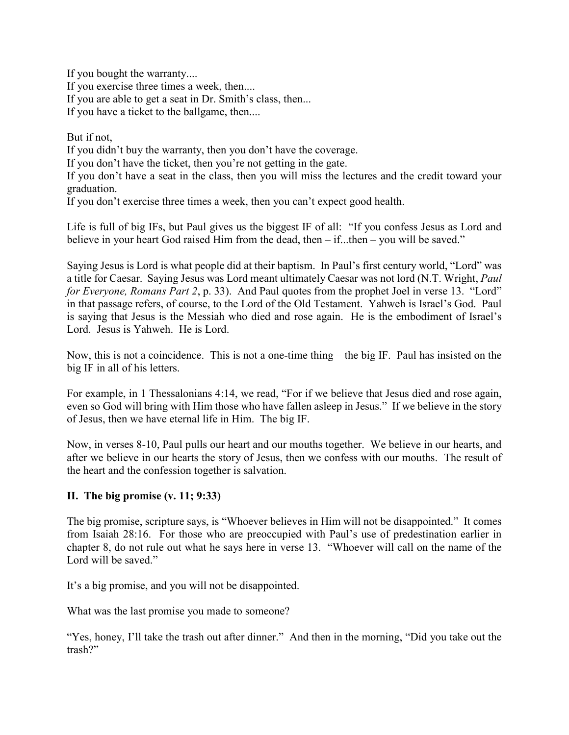If you bought the warranty....  
If you exercise three times a week, then....  
If you are able to get a seat in Dr. Smith's class, then...  
If you have a ticket to the ballgame, then....

But if not,  
If you didn't buy the warranty, then you don't have the coverage.  
If you don't have the ticket, then you're not getting in the gate.  
If you don't have a seat in the class, then you will miss the lectures and the credit toward your graduation.  
If you don't exercise three times a week, then you can't expect good health.

Life is full of big IFs, but Paul gives us the biggest IF of all: "If you confess Jesus as Lord and believe in your heart God raised Him from the dead, then – if...then – you will be saved."

Saying Jesus is Lord is what people did at their baptism. In Paul's first century world, "Lord" was a title for Caesar. Saying Jesus was Lord meant ultimately Caesar was not lord (N.T. Wright, *Paul for Everyone, Romans Part 2*, p. 33). And Paul quotes from the prophet Joel in verse 13. "Lord" in that passage refers, of course, to the Lord of the Old Testament. Yahweh is Israel's God. Paul is saying that Jesus is the Messiah who died and rose again. He is the embodiment of Israel's Lord. Jesus is Yahweh. He is Lord.

Now, this is not a coincidence. This is not a one-time thing – the big IF. Paul has insisted on the big IF in all of his letters.

For example, in 1 Thessalonians 4:14, we read, "For if we believe that Jesus died and rose again, even so God will bring with Him those who have fallen asleep in Jesus." If we believe in the story of Jesus, then we have eternal life in Him. The big IF.

Now, in verses 8-10, Paul pulls our heart and our mouths together. We believe in our hearts, and after we believe in our hearts the story of Jesus, then we confess with our mouths. The result of the heart and the confession together is salvation.

## II. The big promise (v. 11; 9:33)

The big promise, scripture says, is "Whoever believes in Him will not be disappointed." It comes from Isaiah 28:16. For those who are preoccupied with Paul's use of predestination earlier in chapter 8, do not rule out what he says here in verse 13. "Whoever will call on the name of the Lord will be saved."

It's a big promise, and you will not be disappointed.

What was the last promise you made to someone?

"Yes, honey, I'll take the trash out after dinner." And then in the morning, "Did you take out the trash?"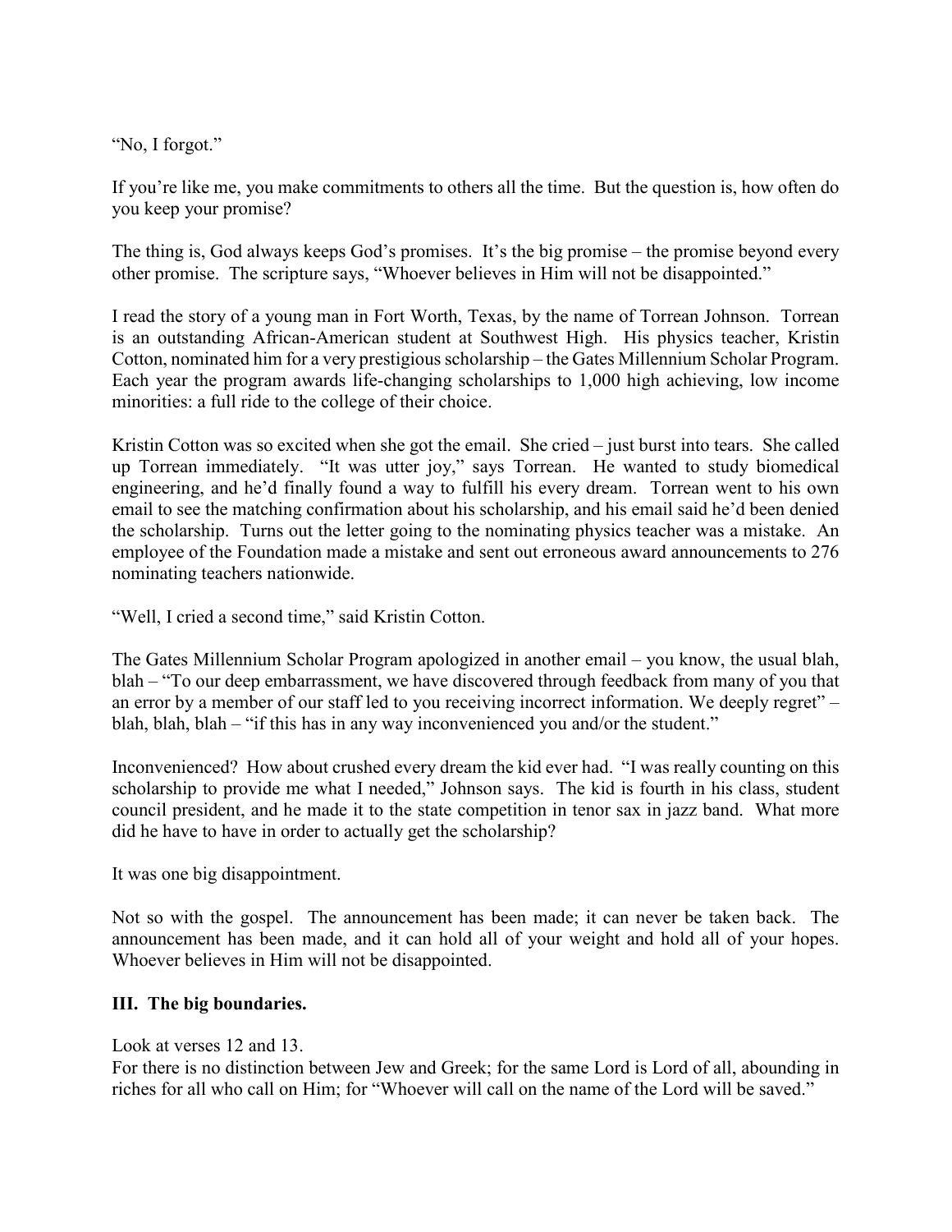"No, I forgot."

If you're like me, you make commitments to others all the time. But the question is, how often do you keep your promise?

The thing is, God always keeps God's promises. It's the big promise – the promise beyond every other promise. The scripture says, "Whoever believes in Him will not be disappointed."

I read the story of a young man in Fort Worth, Texas, by the name of Torrean Johnson. Torrean is an outstanding African-American student at Southwest High. His physics teacher, Kristin Cotton, nominated him for a very prestigious scholarship – the Gates Millennium Scholar Program. Each year the program awards life-changing scholarships to 1,000 high achieving, low income minorities: a full ride to the college of their choice.

Kristin Cotton was so excited when she got the email. She cried – just burst into tears. She called up Torrean immediately. "It was utter joy," says Torrean. He wanted to study biomedical engineering, and he'd finally found a way to fulfill his every dream. Torrean went to his own email to see the matching confirmation about his scholarship, and his email said he'd been denied the scholarship. Turns out the letter going to the nominating physics teacher was a mistake. An employee of the Foundation made a mistake and sent out erroneous award announcements to 276 nominating teachers nationwide.

"Well, I cried a second time," said Kristin Cotton.

The Gates Millennium Scholar Program apologized in another email – you know, the usual blah, blah – "To our deep embarrassment, we have discovered through feedback from many of you that an error by a member of our staff led to you receiving incorrect information. We deeply regret" – blah, blah, blah – "if this has in any way inconvenienced you and/or the student."

Inconvenienced? How about crushed every dream the kid ever had. "I was really counting on this scholarship to provide me what I needed," Johnson says. The kid is fourth in his class, student council president, and he made it to the state competition in tenor sax in jazz band. What more did he have to have in order to actually get the scholarship?

It was one big disappointment.

Not so with the gospel. The announcement has been made; it can never be taken back. The announcement has been made, and it can hold all of your weight and hold all of your hopes. Whoever believes in Him will not be disappointed.

**III. The big boundaries.**

Look at verses 12 and 13.
For there is no distinction between Jew and Greek; for the same Lord is Lord of all, abounding in riches for all who call on Him; for "Whoever will call on the name of the Lord will be saved."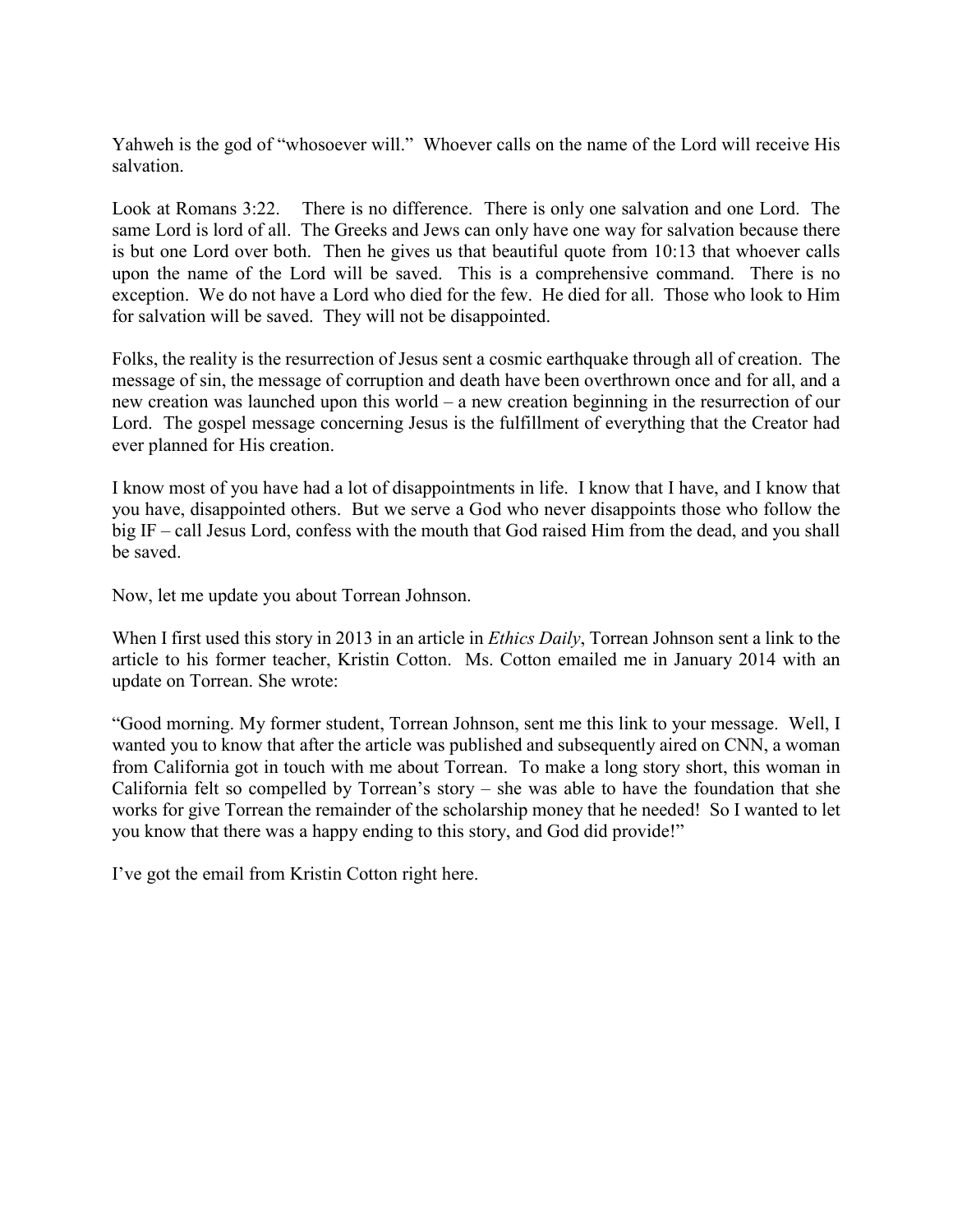Yahweh is the god of "whosoever will." Whoever calls on the name of the Lord will receive His salvation.

Look at Romans 3:22. There is no difference. There is only one salvation and one Lord. The same Lord is lord of all. The Greeks and Jews can only have one way for salvation because there is but one Lord over both. Then he gives us that beautiful quote from 10:13 that whoever calls upon the name of the Lord will be saved. This is a comprehensive command. There is no exception. We do not have a Lord who died for the few. He died for all. Those who look to Him for salvation will be saved. They will not be disappointed.

Folks, the reality is the resurrection of Jesus sent a cosmic earthquake through all of creation. The message of sin, the message of corruption and death have been overthrown once and for all, and a new creation was launched upon this world – a new creation beginning in the resurrection of our Lord. The gospel message concerning Jesus is the fulfillment of everything that the Creator had ever planned for His creation.

I know most of you have had a lot of disappointments in life. I know that I have, and I know that you have, disappointed others. But we serve a God who never disappoints those who follow the big IF – call Jesus Lord, confess with the mouth that God raised Him from the dead, and you shall be saved.

Now, let me update you about Torrean Johnson.

When I first used this story in 2013 in an article in *Ethics Daily*, Torrean Johnson sent a link to the article to his former teacher, Kristin Cotton. Ms. Cotton emailed me in January 2014 with an update on Torrean. She wrote:

"Good morning. My former student, Torrean Johnson, sent me this link to your message. Well, I wanted you to know that after the article was published and subsequently aired on CNN, a woman from California got in touch with me about Torrean. To make a long story short, this woman in California felt so compelled by Torrean's story – she was able to have the foundation that she works for give Torrean the remainder of the scholarship money that he needed! So I wanted to let you know that there was a happy ending to this story, and God did provide!"

I've got the email from Kristin Cotton right here.